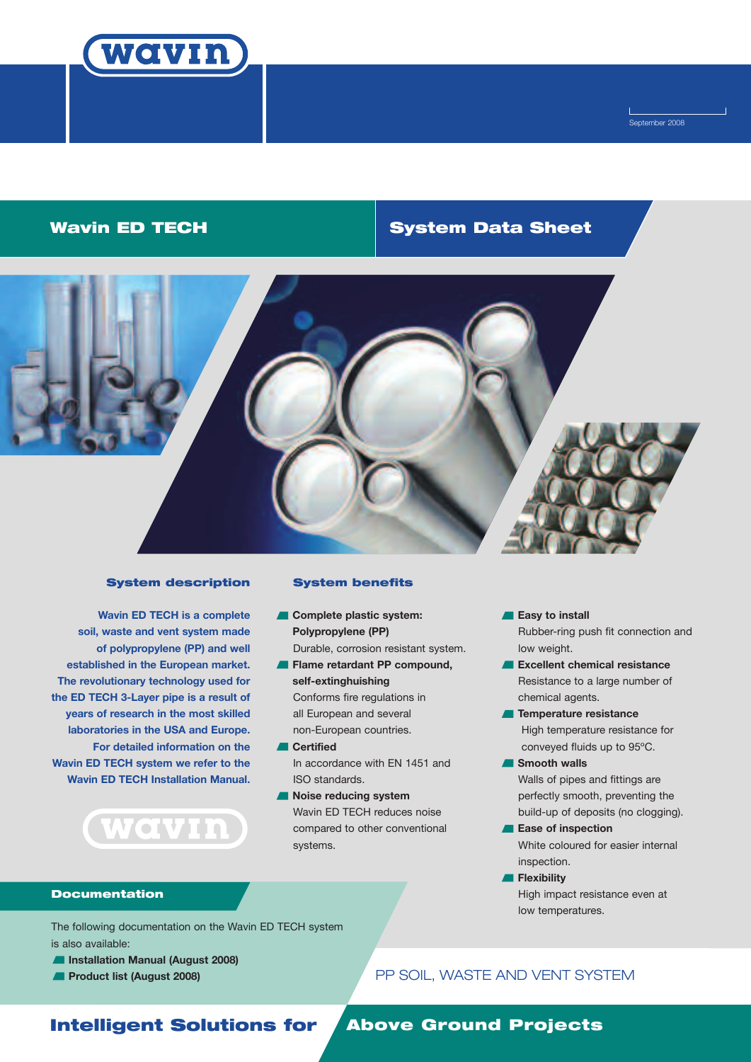September 2008

# Wavin ED TECH

## System Data Sheet

### System description

**Wavin ED TECH is a complete soil, waste and vent system made of polypropylene (PP) and well established in the European market. The revolutionary technology used for the ED TECH 3-Layer pipe is a result of years of research in the most skilled laboratories in the USA and Europe. For detailed information on the Wavin ED TECH system we refer to the Wavin ED TECH Installation Manual.**

### System benefits

- **Complete plastic system: Polypropylene (PP)**
  Durable, corrosion resistant system.
- **Flame retardant PP compound, self-extinguishing**
  Conforms fire regulations in all European and several non-European countries.
- **Certified**
  In accordance with EN 1451 and ISO standards.
- **Noise reducing system**
  Wavin ED TECH reduces noise compared to other conventional systems.
- **Easy to install**
  Rubber-ring push fit connection and low weight.
- **Excellent chemical resistance**
  Resistance to a large number of chemical agents.
- **Temperature resistance**
  High temperature resistance for conveyed fluids up to 95ºC.
- **Smooth walls**
  Walls of pipes and fittings are perfectly smooth, preventing the build-up of deposits (no clogging).
- **Ease of inspection**
  White coloured for easier internal inspection.
- **Flexibility**
  High impact resistance even at low temperatures.

### Documentation

The following documentation on the Wavin ED TECH system is also available:

- **Installation Manual (August 2008)**
- **Product list (August 2008)**

PP SOIL, WASTE AND VENT SYSTEM

**Intelligent Solutions for Above Ground Projects**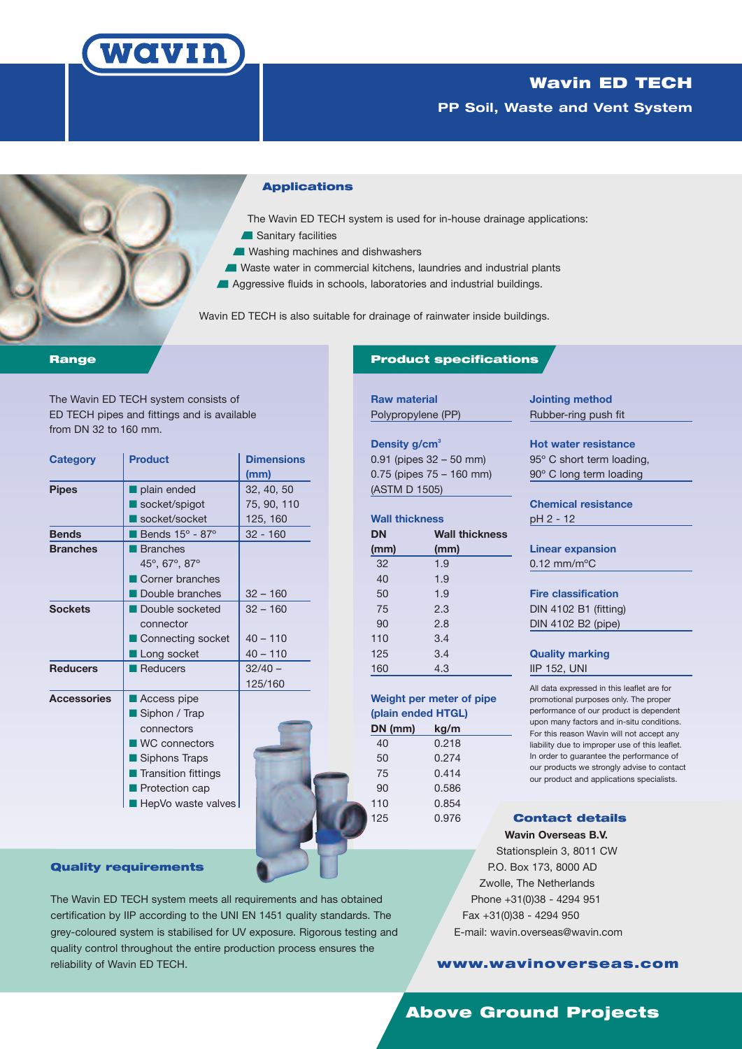# Wavin ED TECH

## PP Soil, Waste and Vent System

### Applications

The Wavin ED TECH system is used for in-house drainage applications:

- Sanitary facilities
- Washing machines and dishwashers
- Waste water in commercial kitchens, laundries and industrial plants
- Aggressive fluids in schools, laboratories and industrial buildings.

Wavin ED TECH is also suitable for drainage of rainwater inside buildings.

### Range

The Wavin ED TECH system consists of ED TECH pipes and fittings and is available from DN 32 to 160 mm.

| Category | Product | Dimensions (mm) |
|---|---|---|
| Pipes | plain ended<br>socket/spigot<br>socket/socket | 32, 40, 50<br>75, 90, 110<br>125, 160 |
| Bends | Bends 15° - 87° | 32 - 160 |
| Branches | Branches 45°, 67°, 87°<br>Corner branches<br>Double branches | 32 – 160 |
| Sockets | Double socketed connector<br>Connecting socket<br>Long socket | 32 – 160<br>40 – 110<br>40 – 110 |
| Reducers | Reducers | 32/40 – 125/160 |
| Accessories | Access pipe<br>Siphon / Trap connectors<br>WC connectors<br>Siphons Traps<br>Transition fittings<br>Protection cap<br>HepVo waste valves | |

### Product specifications

**Raw material**
Polypropylene (PP)

**Density g/cm³**
0.91 (pipes 32 – 50 mm)
0.75 (pipes 75 – 160 mm)
(ASTM D 1505)

**Wall thickness**

| DN (mm) | Wall thickness (mm) |
|---|---|
| 32 | 1.9 |
| 40 | 1.9 |
| 50 | 1.9 |
| 75 | 2.3 |
| 90 | 2.8 |
| 110 | 3.4 |
| 125 | 3.4 |
| 160 | 4.3 |

**Weight per meter of pipe (plain ended HTGL)**

| DN (mm) | kg/m |
|---|---|
| 40 | 0.218 |
| 50 | 0.274 |
| 75 | 0.414 |
| 90 | 0.586 |
| 110 | 0.854 |
| 125 | 0.976 |

**Jointing method**
Rubber-ring push fit

**Hot water resistance**
95° C short term loading,
90° C long term loading

**Chemical resistance**
pH 2 - 12

**Linear expansion**
0.12 mm/m°C

**Fire classification**
DIN 4102 B1 (fitting)
DIN 4102 B2 (pipe)

**Quality marking**
IIP 152, UNI

All data expressed in this leaflet are for promotional purposes only. The proper performance of our product is dependent upon many factors and in-situ conditions. For this reason Wavin will not accept any liability due to improper use of this leaflet. In order to guarantee the performance of our products we strongly advise to contact our product and applications specialists.

### Quality requirements

The Wavin ED TECH system meets all requirements and has obtained certification by IIP according to the UNI EN 1451 quality standards. The grey-coloured system is stabilised for UV exposure. Rigorous testing and quality control throughout the entire production process ensures the reliability of Wavin ED TECH.

### Contact details

**Wavin Overseas B.V.**
Stationsplein 3, 8011 CW
P.O. Box 173, 8000 AD
Zwolle, The Netherlands
Phone +31(0)38 - 4294 951
Fax +31(0)38 - 4294 950
E-mail: wavin.overseas@wavin.com

**www.wavinoverseas.com**

## Above Ground Projects